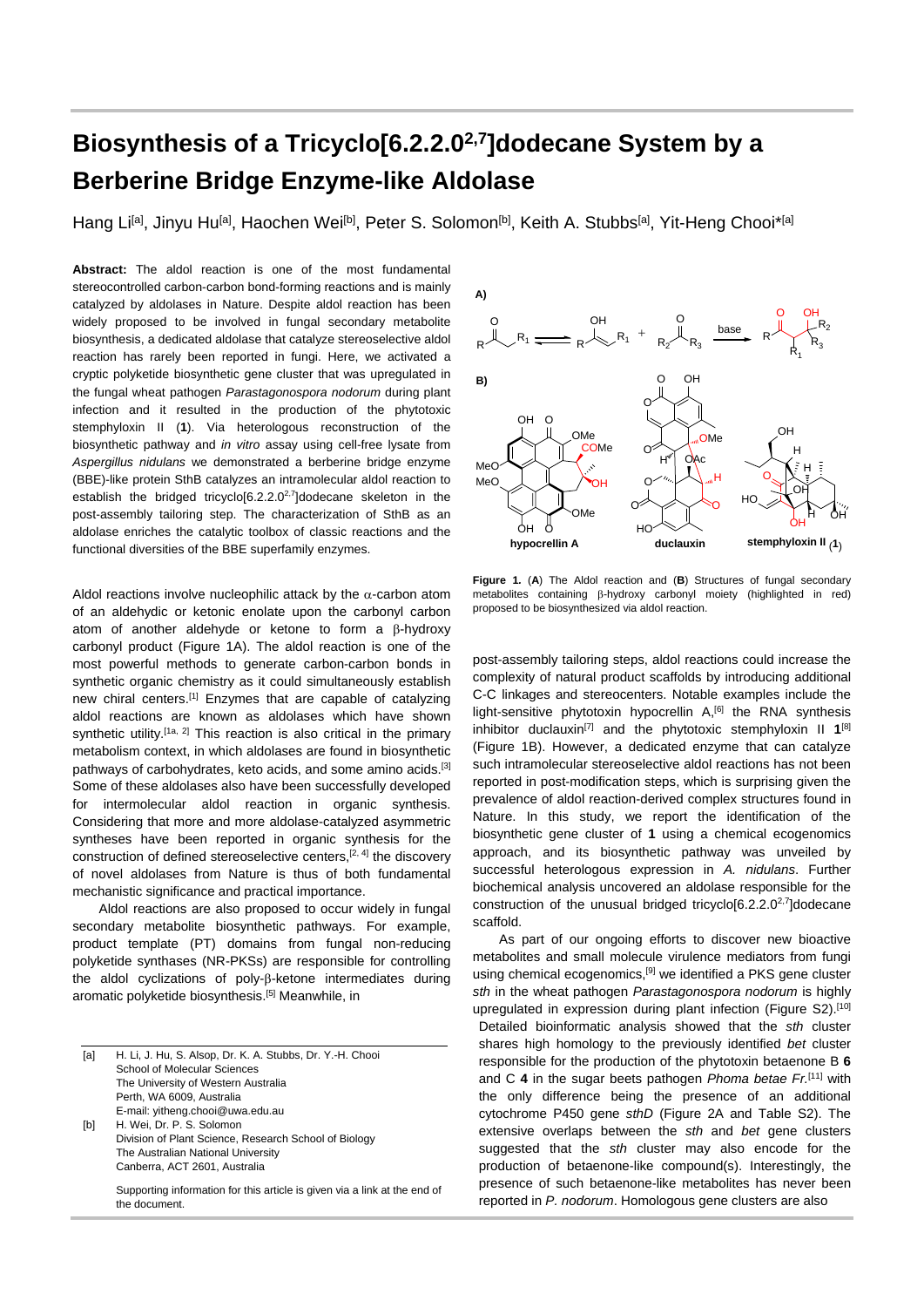# Biosynthesis of a Tricyclo[6.2.2.0$^{2,7}$]dodecane System by a Berberine Bridge Enzyme-like Aldolase

Hang Li[a], Jinyu Hu[a], Haochen Wei[b], Peter S. Solomon[b], Keith A. Stubbs[a], Yit-Heng Chooi*[a]

**Abstract:** The aldol reaction is one of the most fundamental stereocontrolled carbon-carbon bond-forming reactions and is mainly catalyzed by aldolases in Nature. Despite aldol reaction has been widely proposed to be involved in fungal secondary metabolite biosynthesis, a dedicated aldolase that catalyze stereoselective aldol reaction has rarely been reported in fungi. Here, we activated a cryptic polyketide biosynthetic gene cluster that was upregulated in the fungal wheat pathogen *Parastagonospora nodorum* during plant infection and it resulted in the production of the phytotoxic stemphyloxin II (**1**). Via heterologous reconstruction of the biosynthetic pathway and *in vitro* assay using cell-free lysate from *Aspergillus nidulans* we demonstrated a berberine bridge enzyme (BBE)-like protein SthB catalyzes an intramolecular aldol reaction to establish the bridged tricyclo[6.2.2.0$^{2,7}$]dodecane skeleton in the post-assembly tailoring step. The characterization of SthB as an aldolase enriches the catalytic toolbox of classic reactions and the functional diversities of the BBE superfamily enzymes.

Aldol reactions involve nucleophilic attack by the α-carbon atom of an aldehydic or ketonic enolate upon the carbonyl carbon atom of another aldehyde or ketone to form a β-hydroxy carbonyl product (Figure 1A). The aldol reaction is one of the most powerful methods to generate carbon-carbon bonds in synthetic organic chemistry as it could simultaneously establish new chiral centers.[1] Enzymes that are capable of catalyzing aldol reactions are known as aldolases which have shown synthetic utility.[1a, 2] This reaction is also critical in the primary metabolism context, in which aldolases are found in biosynthetic pathways of carbohydrates, keto acids, and some amino acids.[3] Some of these aldolases also have been successfully developed for intermolecular aldol reaction in organic synthesis. Considering that more and more aldolase-catalyzed asymmetric syntheses have been reported in organic synthesis for the construction of defined stereoselective centers,[2, 4] the discovery of novel aldolases from Nature is thus of both fundamental mechanistic significance and practical importance.

Aldol reactions are also proposed to occur widely in fungal secondary metabolite biosynthetic pathways. For example, product template (PT) domains from fungal non-reducing polyketide synthases (NR-PKSs) are responsible for controlling the aldol cyclizations of poly-β-ketone intermediates during aromatic polyketide biosynthesis.[5] Meanwhile, in post-assembly tailoring steps, aldol reactions could increase the complexity of natural product scaffolds by introducing additional C-C linkages and stereocenters. Notable examples include the light-sensitive phytotoxin hypocrellin A,[6] the RNA synthesis inhibitor duclauxin[7] and the phytotoxic stemphyloxin II **1**[8] (Figure 1B). However, a dedicated enzyme that can catalyze such intramolecular stereoselective aldol reactions has not been reported in post-modification steps, which is surprising given the prevalence of aldol reaction-derived complex structures found in Nature. In this study, we report the identification of the biosynthetic gene cluster of **1** using a chemical ecogenomics approach, and its biosynthetic pathway was unveiled by successful heterologous expression in *A. nidulans*. Further biochemical analysis uncovered an aldolase responsible for the construction of the unusual bridged tricyclo[6.2.2.0$^{2,7}$]dodecane scaffold.

**Figure 1.** (**A**) The Aldol reaction and (**B**) Structures of fungal secondary metabolites containing β-hydroxy carbonyl moiety (highlighted in red) proposed to be biosynthesized via aldol reaction.

As part of our ongoing efforts to discover new bioactive metabolites and small molecule virulence mediators from fungi using chemical ecogenomics,[9] we identified a PKS gene cluster *sth* in the wheat pathogen *Parastagonospora nodorum* is highly upregulated in expression during plant infection (Figure S2).[10] Detailed bioinformatic analysis showed that the *sth* cluster shares high homology to the previously identified *bet* cluster responsible for the production of the phytotoxin betaenone B **6** and C **4** in the sugar beets pathogen *Phoma betae Fr.*[11] with the only difference being the presence of an additional cytochrome P450 gene *sthD* (Figure 2A and Table S2). The extensive overlaps between the *sth* and *bet* gene clusters suggested that the *sth* cluster may also encode for the production of betaenone-like compound(s). Interestingly, the presence of such betaenone-like metabolites has never been reported in *P. nodorum*. Homologous gene clusters are also

---

[a] H. Li, J. Hu, S. Alsop, Dr. K. A. Stubbs, Dr. Y.-H. Chooi
School of Molecular Sciences
The University of Western Australia
Perth, WA 6009, Australia
E-mail: yitheng.chooi@uwa.edu.au

[b] H. Wei, Dr. P. S. Solomon
Division of Plant Science, Research School of Biology
The Australian National University
Canberra, ACT 2601, Australia

Supporting information for this article is given via a link at the end of the document.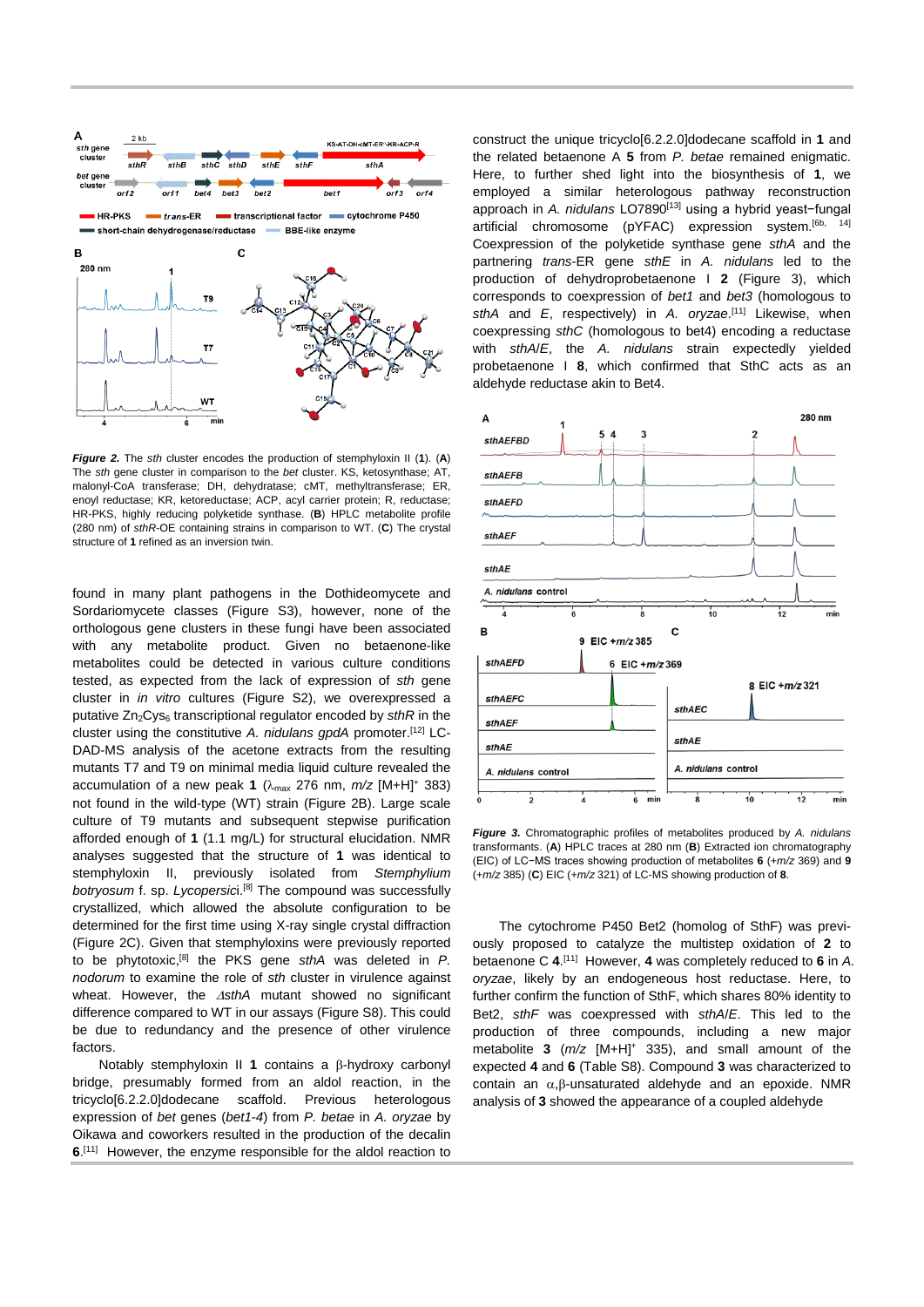***Figure 2.*** The *sth* cluster encodes the production of stemphyloxin II (**1**). (**A**) The *sth* gene cluster in comparison to the *bet* cluster. KS, ketosynthase; AT, malonyl-CoA transferase; DH, dehydratase; cMT, methyltransferase; ER, enoyl reductase; KR, ketoreductase; ACP, acyl carrier protein; R, reductase; HR-PKS, highly reducing polyketide synthase. (**B**) HPLC metabolite profile (280 nm) of *sthR*-OE containing strains in comparison to WT. (**C**) The crystal structure of **1** refined as an inversion twin.

found in many plant pathogens in the Dothideomycete and Sordariomycete classes (Figure S3), however, none of the orthologous gene clusters in these fungi have been associated with any metabolite product. Given no betaenone-like metabolites could be detected in various culture conditions tested, as expected from the lack of expression of *sth* gene cluster in *in vitro* cultures (Figure S2), we overexpressed a putative $Zn_2Cys_6$ transcriptional regulator encoded by *sthR* in the cluster using the constitutive *A. nidulans gpdA* promoter.[12] LC-DAD-MS analysis of the acetone extracts from the resulting mutants T7 and T9 on minimal media liquid culture revealed the accumulation of a new peak **1** ($\lambda_{max}$ 276 nm, *m/z* $[M+H]^+$ 383) not found in the wild-type (WT) strain (Figure 2B). Large scale culture of T9 mutants and subsequent stepwise purification afforded enough of **1** (1.1 mg/L) for structural elucidation. NMR analyses suggested that the structure of **1** was identical to stemphyloxin II, previously isolated from *Stemphylium botryosum* f. sp. *Lycopersici*.[8] The compound was successfully crystallized, which allowed the absolute configuration to be determined for the first time using X-ray single crystal diffraction (Figure 2C). Given that stemphyloxins were previously reported to be phytotoxic,[8] the PKS gene *sthA* was deleted in *P. nodorum* to examine the role of *sth* cluster in virulence against wheat. However, the *ΔsthA* mutant showed no significant difference compared to WT in our assays (Figure S8). This could be due to redundancy and the presence of other virulence factors.

Notably stemphyloxin II **1** contains a β-hydroxy carbonyl bridge, presumably formed from an aldol reaction, in the tricyclo[6.2.2.0]dodecane scaffold. Previous heterologous expression of *bet* genes (*bet1-4*) from *P. betae* in *A. oryzae* by Oikawa and coworkers resulted in the production of the decalin **6**.[11] However, the enzyme responsible for the aldol reaction to construct the unique tricyclo[6.2.2.0]dodecane scaffold in **1** and the related betaenone A **5** from *P. betae* remained enigmatic. Here, to further shed light into the biosynthesis of **1**, we employed a similar heterologous pathway reconstruction approach in *A. nidulans* LO7890[13] using a hybrid yeast−fungal artificial chromosome (pYFAC) expression system.[6b, 14] Coexpression of the polyketide synthase gene *sthA* and the partnering *trans*-ER gene *sthE* in *A. nidulans* led to the production of dehydroprobetaenone I **2** (Figure 3), which corresponds to coexpression of *bet1* and *bet3* (homologous to *sthA* and *E*, respectively) in *A. oryzae*.[11] Likewise, when coexpressing *sthC* (homologous to bet4) encoding a reductase with *sthA/E*, the *A. nidulans* strain expectedly yielded probetaenone I **8**, which confirmed that SthC acts as an aldehyde reductase akin to Bet4.

***Figure 3.*** Chromatographic profiles of metabolites produced by *A. nidulans* transformants. (**A**) HPLC traces at 280 nm (**B**) Extracted ion chromatography (EIC) of LC−MS traces showing production of metabolites **6** (+*m/z* 369) and **9** (+*m/z* 385) (**C**) EIC (+*m/z* 321) of LC-MS showing production of **8**.

The cytochrome P450 Bet2 (homolog of SthF) was previously proposed to catalyze the multistep oxidation of **2** to betaenone C **4**.[11] However, **4** was completely reduced to **6** in *A. oryzae*, likely by an endogeneous host reductase. Here, to further confirm the function of SthF, which shares 80% identity to Bet2, *sthF* was coexpressed with *sthA/E*. This led to the production of three compounds, including a new major metabolite **3** (*m/z* $[M+H]^+$ 335), and small amount of the expected **4** and **6** (Table S8). Compound **3** was characterized to contain an α,β-unsaturated aldehyde and an epoxide. NMR analysis of **3** showed the appearance of a coupled aldehyde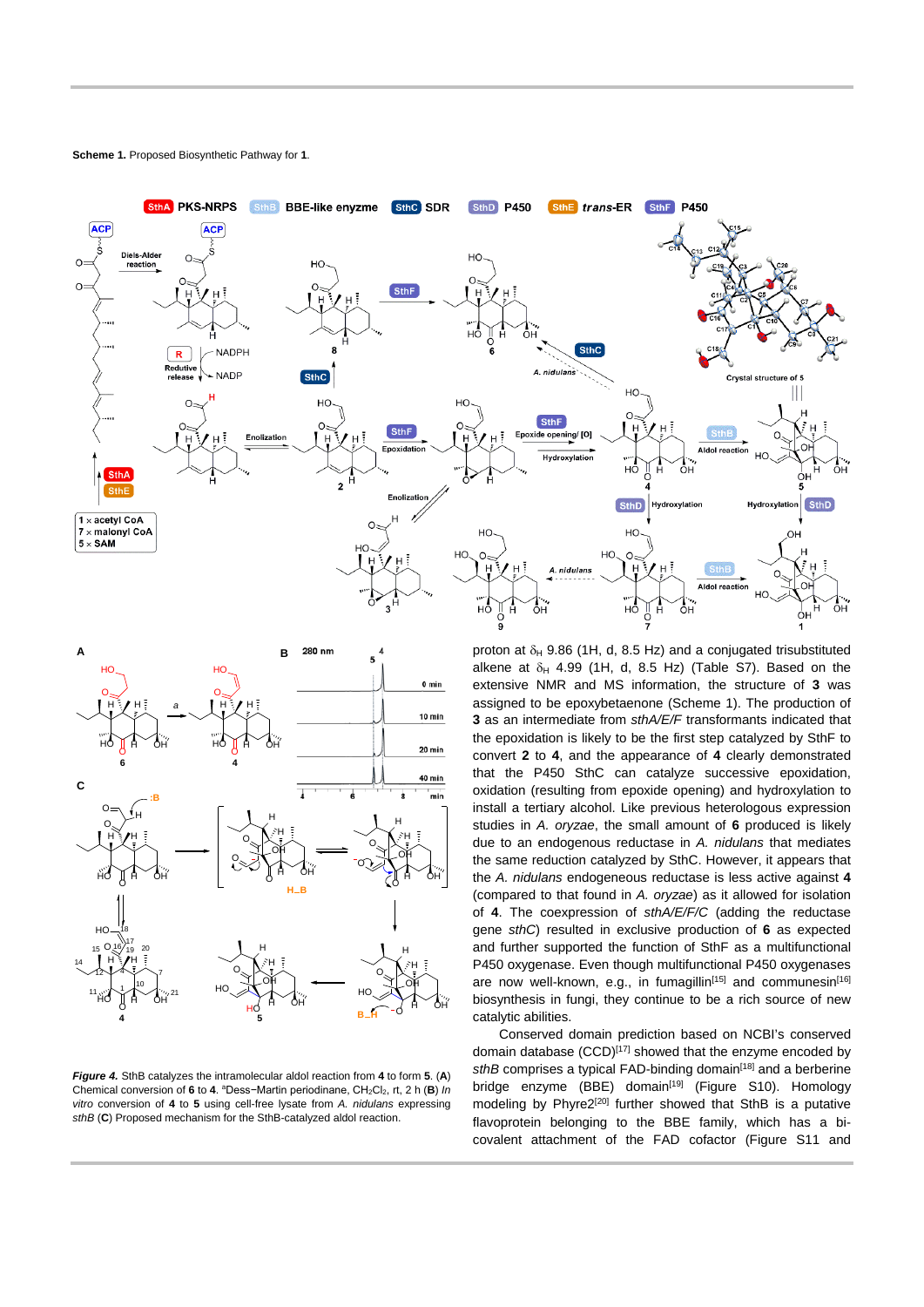**Scheme 1.** Proposed Biosynthetic Pathway for **1**.

*Figure 4.* StbB catalyzes the intramolecular aldol reaction from **4** to form **5**. (**A**) Chemical conversion of **6** to **4**. $^{a}$Dess−Martin periodinane, $CH_2Cl_2$, rt, 2 h (**B**) *In vitro* conversion of **4** to **5** using cell-free lysate from *A. nidulans* expressing *sthB* (**C**) Proposed mechanism for the SthB-catalyzed aldol reaction.

proton at $\delta_H$ 9.86 (1H, d, 8.5 Hz) and a conjugated trisubstituted alkene at $\delta_H$ 4.99 (1H, d, 8.5 Hz) (Table S7). Based on the extensive NMR and MS information, the structure of **3** was assigned to be epoxybetaenone (Scheme 1). The production of **3** as an intermediate from *sthA/E/F* transformants indicated that the epoxidation is likely to be the first step catalyzed by SthF to convert **2** to **4**, and the appearance of **4** clearly demonstrated that the P450 SthC can catalyze successive epoxidation, oxidation (resulting from epoxide opening) and hydroxylation to install a tertiary alcohol. Like previous heterologous expression studies in *A. oryzae*, the small amount of **6** produced is likely due to an endogenous reductase in *A. nidulans* that mediates the same reduction catalyzed by SthC. However, it appears that the *A. nidulans* endogeneous reductase is less active against **4** (compared to that found in *A. oryzae*) as it allowed for isolation of **4**. The coexpression of *sthA/E/F/C* (adding the reductase gene *sthC*) resulted in exclusive production of **6** as expected and further supported the function of SthF as a multifunctional P450 oxygenase. Even though multifunctional P450 oxygenases are now well-known, e.g., in fumagillin[15] and communesin[16] biosynthesis in fungi, they continue to be a rich source of new catalytic abilities.

Conserved domain prediction based on NCBI's conserved domain database (CCD)[17] showed that the enzyme encoded by *sthB* comprises a typical FAD-binding domain[18] and a berberine bridge enzyme (BBE) domain[19] (Figure S10). Homology modeling by Phyre2[20] further showed that SthB is a putative flavoprotein belonging to the BBE family, which has a bi-covalent attachment of the FAD cofactor (Figure S11 and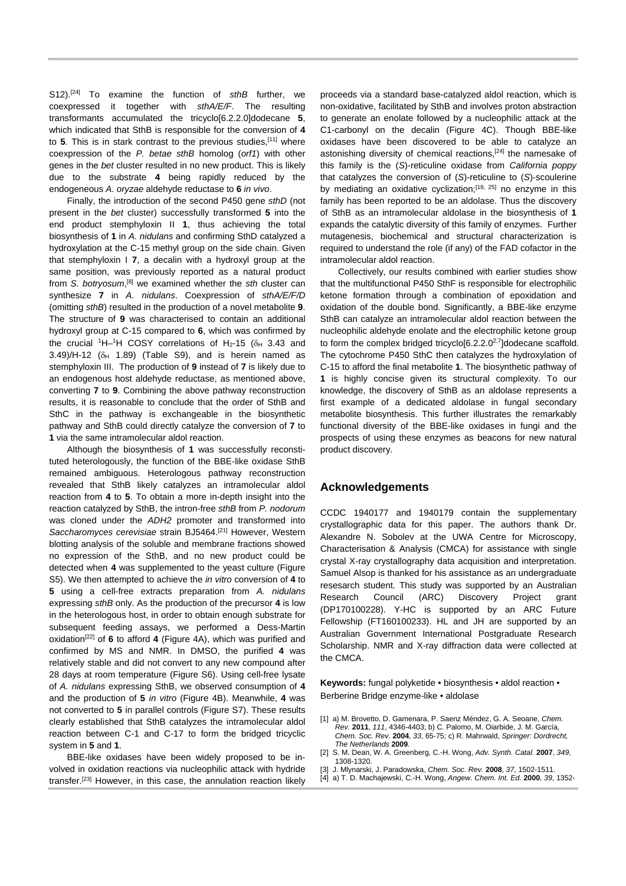S12).[24] To examine the function of *sthB* further, we coexpressed it together with *sthA/E/F*. The resulting transformants accumulated the tricyclo[6.2.2.0]dodecane **5**, which indicated that SthB is responsible for the conversion of **4** to **5**. This is in stark contrast to the previous studies,[11] where coexpression of the *P. betae sthB* homolog (*orf1*) with other genes in the *bet* cluster resulted in no new product. This is likely due to the substrate **4** being rapidly reduced by the endogeneous *A. oryzae* aldehyde reductase to **6** *in vivo*.

Finally, the introduction of the second P450 gene *sthD* (not present in the *bet* cluster) successfully transformed **5** into the end product stemphyloxin II **1**, thus achieving the total biosynthesis of **1** in *A. nidulans* and confirming SthD catalyzed a hydroxylation at the C-15 methyl group on the side chain. Given that stemphyloxin I **7**, a decalin with a hydroxyl group at the same position, was previously reported as a natural product from *S. botryosum*,[8] we examined whether the *sth* cluster can synthesize **7** in *A. nidulans*. Coexpression of *sthA/E/F/D* (omitting *sthB*) resulted in the production of a novel metabolite **9**. The structure of **9** was characterised to contain an additional hydroxyl group at C-15 compared to **6**, which was confirmed by the crucial $^1$H–$^1$H COSY correlations of $H_2$-15 ($\delta_H$ 3.43 and 3.49)/H-12 ($\delta_H$ 1.89) (Table S9), and is herein named as stemphyloxin III. The production of **9** instead of **7** is likely due to an endogenous host aldehyde reductase, as mentioned above, converting **7** to **9**. Combining the above pathway reconstruction results, it is reasonable to conclude that the order of SthB and SthC in the pathway is exchangeable in the biosynthetic pathway and SthB could directly catalyze the conversion of **7** to **1** via the same intramolecular aldol reaction.

Although the biosynthesis of **1** was successfully reconstituted heterologously, the function of the BBE-like oxidase SthB remained ambiguous. Heterologous pathway reconstruction revealed that SthB likely catalyzes an intramolecular aldol reaction from **4** to **5**. To obtain a more in-depth insight into the reaction catalyzed by SthB, the intron-free *sthB* from *P. nodorum* was cloned under the *ADH2* promoter and transformed into *Saccharomyces cerevisiae* strain BJ5464.[21] However, Western blotting analysis of the soluble and membrane fractions showed no expression of the SthB, and no new product could be detected when **4** was supplemented to the yeast culture (Figure S5). We then attempted to achieve the *in vitro* conversion of **4** to **5** using a cell-free extracts preparation from *A. nidulans* expressing *sthB* only. As the production of the precursor **4** is low in the heterologous host, in order to obtain enough substrate for subsequent feeding assays, we performed a Dess-Martin oxidation[22] of **6** to afford **4** (Figure 4A), which was purified and confirmed by MS and NMR. In DMSO, the purified **4** was relatively stable and did not convert to any new compound after 28 days at room temperature (Figure S6). Using cell-free lysate of *A. nidulans* expressing SthB, we observed consumption of **4** and the production of **5** *in vitro* (Figure 4B). Meanwhile, **4** was not converted to **5** in parallel controls (Figure S7). These results clearly established that SthB catalyzes the intramolecular aldol reaction between C-1 and C-17 to form the bridged tricyclic system in **5** and **1**.

BBE-like oxidases have been widely proposed to be involved in oxidation reactions via nucleophilic attack with hydride transfer.[23] However, in this case, the annulation reaction likely proceeds via a standard base-catalyzed aldol reaction, which is non-oxidative, facilitated by SthB and involves proton abstraction to generate an enolate followed by a nucleophilic attack at the C1-carbonyl on the decalin (Figure 4C). Though BBE-like oxidases have been discovered to be able to catalyze an astonishing diversity of chemical reactions,[24] the namesake of this family is the (*S*)-reticuline oxidase from *California poppy* that catalyzes the conversion of (*S*)-reticuline to (*S*)-scoulerine by mediating an oxidative cyclization;[19, 25] no enzyme in this family has been reported to be an aldolase. Thus the discovery of SthB as an intramolecular aldolase in the biosynthesis of **1** expands the catalytic diversity of this family of enzymes. Further mutagenesis, biochemical and structural characterization is required to understand the role (if any) of the FAD cofactor in the intramolecular aldol reaction.

Collectively, our results combined with earlier studies show that the multifunctional P450 SthF is responsible for electrophilic ketone formation through a combination of epoxidation and oxidation of the double bond. Significantly, a BBE-like enzyme SthB can catalyze an intramolecular aldol reaction between the nucleophilic aldehyde enolate and the electrophilic ketone group to form the complex bridged tricyclo[6.2.2.0$^{2,7}$]dodecane scaffold. The cytochrome P450 SthC then catalyzes the hydroxylation of C-15 to afford the final metabolite **1**. The biosynthetic pathway of **1** is highly concise given its structural complexity. To our knowledge, the discovery of SthB as an aldolase represents a first example of a dedicated aldolase in fungal secondary metabolite biosynthesis. This further illustrates the remarkably functional diversity of the BBE-like oxidases in fungi and the prospects of using these enzymes as beacons for new natural product discovery.

## Acknowledgements

CCDC 1940177 and 1940179 contain the supplementary crystallographic data for this paper. The authors thank Dr. Alexandre N. Sobolev at the UWA Centre for Microscopy, Characterisation & Analysis (CMCA) for assistance with single crystal X-ray crystallography data acquisition and interpretation. Samuel Alsop is thanked for his assistance as an undergraduate resesarch student. This study was supported by an Australian Research Council (ARC) Discovery Project grant (DP170100228). Y-HC is supported by an ARC Future Fellowship (FT160100233). HL and JH are supported by an Australian Government International Postgraduate Research Scholarship. NMR and X-ray diffraction data were collected at the CMCA.

**Keywords:** fungal polyketide • biosynthesis • aldol reaction • Berberine Bridge enzyme-like • aldolase

[1] a) M. Brovetto, D. Gamenara, P. Saenz Méndez, G. A. Seoane, *Chem. Rev.* **2011**, *111*, 4346-4403; b) C. Palomo, M. Oiarbide, J. M. García, *Chem. Soc. Rev.* **2004**, *33*, 65-75; c) R. Mahrwald, *Springer: Dordrecht, The Netherlands* **2009**.
[2] S. M. Dean, W. A. Greenberg, C.-H. Wong, *Adv. Synth. Catal.* **2007**, *349*, 1308-1320.
[3] J. Mlynarski, J. Paradowska, *Chem. Soc. Rev.* **2008**, *37*, 1502-1511.
[4] a) T. D. Machajewski, C.-H. Wong, *Angew. Chem. Int. Ed.* **2000**, *39*, 1352-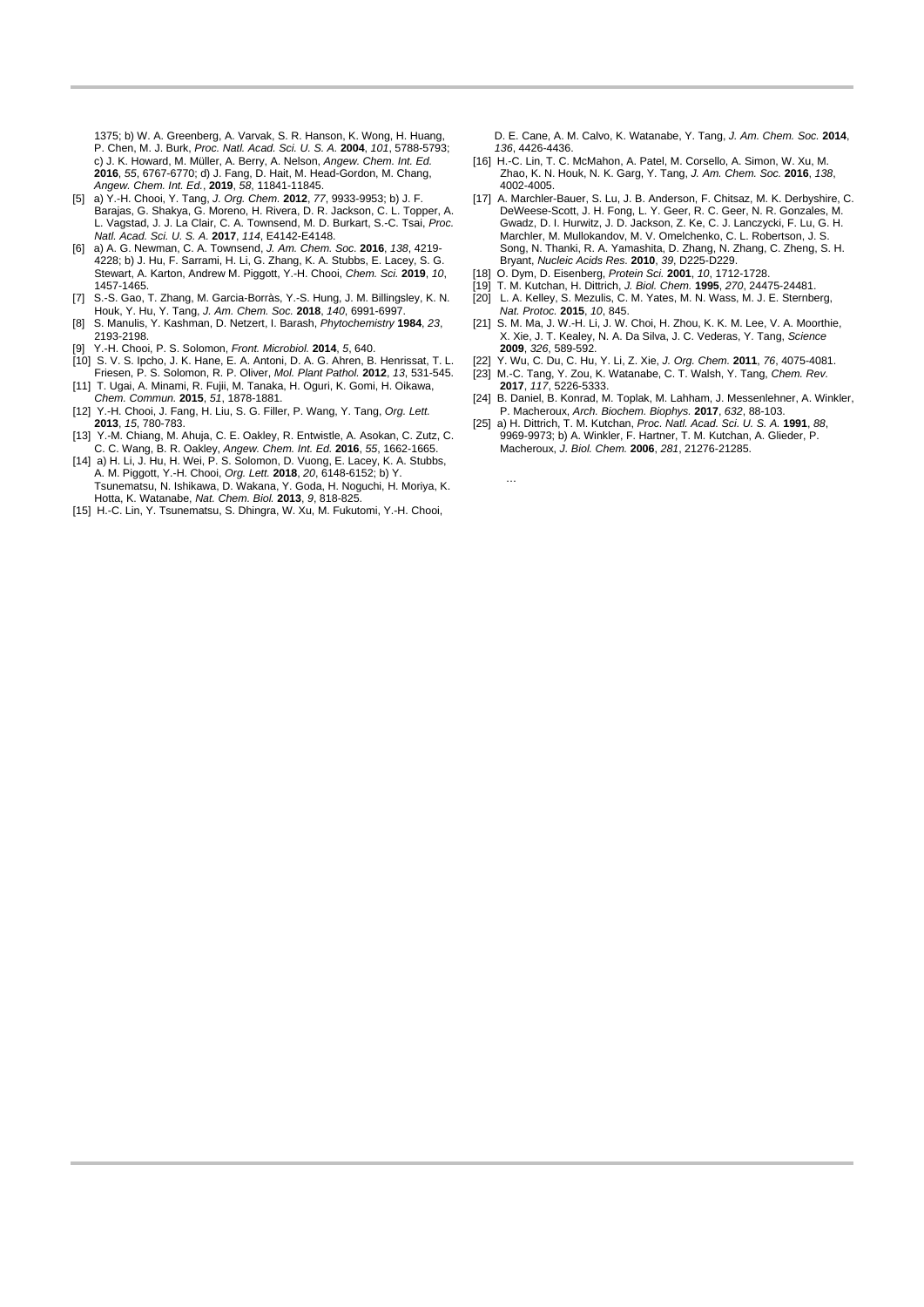1375; b) W. A. Greenberg, A. Varvak, S. R. Hanson, K. Wong, H. Huang, P. Chen, M. J. Burk, *Proc. Natl. Acad. Sci. U. S. A.* **2004**, *101*, 5788-5793; c) J. K. Howard, M. Müller, A. Berry, A. Nelson, *Angew. Chem. Int. Ed.* **2016**, *55*, 6767-6770; d) J. Fang, D. Hait, M. Head-Gordon, M. Chang, *Angew. Chem. Int. Ed.*, **2019**, *58*, 11841-11845.

[5] a) Y.-H. Chooi, Y. Tang, *J. Org. Chem.* **2012**, *77*, 9933-9953; b) J. F. Barajas, G. Shakya, G. Moreno, H. Rivera, D. R. Jackson, C. L. Topper, A. L. Vagstad, J. J. La Clair, C. A. Townsend, M. D. Burkart, S.-C. Tsai, *Proc. Natl. Acad. Sci. U. S. A.* **2017**, *114*, E4142-E4148.

[6] a) A. G. Newman, C. A. Townsend, *J. Am. Chem. Soc.* **2016**, *138*, 4219-4228; b) J. Hu, F. Sarrami, H. Li, G. Zhang, K. A. Stubbs, E. Lacey, S. G. Stewart, A. Karton, Andrew M. Piggott, Y.-H. Chooi, *Chem. Sci.* **2019**, *10*, 1457-1465.

[7] S.-S. Gao, T. Zhang, M. Garcia-Borràs, Y.-S. Hung, J. M. Billingsley, K. N. Houk, Y. Hu, Y. Tang, *J. Am. Chem. Soc.* **2018**, *140*, 6991-6997.

[8] S. Manulis, Y. Kashman, D. Netzert, I. Barash, *Phytochemistry* **1984**, *23*, 2193-2198.

[9] Y.-H. Chooi, P. S. Solomon, *Front. Microbiol.* **2014**, *5*, 640.

[10] S. V. S. Ipcho, J. K. Hane, E. A. Antoni, D. A. G. Ahren, B. Henrissat, T. L. Friesen, P. S. Solomon, R. P. Oliver, *Mol. Plant Pathol.* **2012**, *13*, 531-545.

[11] T. Ugai, A. Minami, R. Fujii, M. Tanaka, H. Oguri, K. Gomi, H. Oikawa, *Chem. Commun.* **2015**, *51*, 1878-1881.

[12] Y.-H. Chooi, J. Fang, H. Liu, S. G. Filler, P. Wang, Y. Tang, *Org. Lett.* **2013**, *15*, 780-783.

[13] Y.-M. Chiang, M. Ahuja, C. E. Oakley, R. Entwistle, A. Asokan, C. Zutz, C. C. C. Wang, B. R. Oakley, *Angew. Chem. Int. Ed.* **2016**, *55*, 1662-1665.

[14] a) H. Li, J. Hu, H. Wei, P. S. Solomon, D. Vuong, E. Lacey, K. A. Stubbs, A. M. Piggott, Y.-H. Chooi, *Org. Lett.* **2018**, *20*, 6148-6152; b) Y. Tsunematsu, N. Ishikawa, D. Wakana, Y. Goda, H. Noguchi, H. Moriya, K. Hotta, K. Watanabe, *Nat. Chem. Biol.* **2013**, *9*, 818-825.

[15] H.-C. Lin, Y. Tsunematsu, S. Dhingra, W. Xu, M. Fukutomi, Y.-H. Chooi, D. E. Cane, A. M. Calvo, K. Watanabe, Y. Tang, *J. Am. Chem. Soc.* **2014**, *136*, 4426-4436.

[16] H.-C. Lin, T. C. McMahon, A. Patel, M. Corsello, A. Simon, W. Xu, M. Zhao, K. N. Houk, N. K. Garg, Y. Tang, *J. Am. Chem. Soc.* **2016**, *138*, 4002-4005.

[17] A. Marchler-Bauer, S. Lu, J. B. Anderson, F. Chitsaz, M. K. Derbyshire, C. DeWeese-Scott, J. H. Fong, L. Y. Geer, R. C. Geer, N. R. Gonzales, M. Gwadz, D. I. Hurwitz, J. D. Jackson, Z. Ke, C. J. Lanczycki, F. Lu, G. H. Marchler, M. Mullokandov, M. V. Omelchenko, C. L. Robertson, J. S. Song, N. Thanki, R. A. Yamashita, D. Zhang, N. Zhang, C. Zheng, S. H. Bryant, *Nucleic Acids Res.* **2010**, *39*, D225-D229.

[18] O. Dym, D. Eisenberg, *Protein Sci.* **2001**, *10*, 1712-1728.

[19] T. M. Kutchan, H. Dittrich, *J. Biol. Chem.* **1995**, *270*, 24475-24481.

[20] L. A. Kelley, S. Mezulis, C. M. Yates, M. N. Wass, M. J. E. Sternberg, *Nat. Protoc.* **2015**, *10*, 845.

[21] S. M. Ma, J. W.-H. Li, J. W. Choi, H. Zhou, K. K. M. Lee, V. A. Moorthie, X. Xie, J. T. Kealey, N. A. Da Silva, J. C. Vederas, Y. Tang, *Science* **2009**, *326*, 589-592.

[22] Y. Wu, C. Du, C. Hu, Y. Li, Z. Xie, *J. Org. Chem.* **2011**, *76*, 4075-4081.

[23] M.-C. Tang, Y. Zou, K. Watanabe, C. T. Walsh, Y. Tang, *Chem. Rev.* **2017**, *117*, 5226-5333.

[24] B. Daniel, B. Konrad, M. Toplak, M. Lahham, J. Messenlehner, A. Winkler, P. Macheroux, *Arch. Biochem. Biophys.* **2017**, *632*, 88-103.

[25] a) H. Dittrich, T. M. Kutchan, *Proc. Natl. Acad. Sci. U. S. A.* **1991**, *88*, 9969-9973; b) A. Winkler, F. Hartner, T. M. Kutchan, A. Glieder, P. Macheroux, *J. Biol. Chem.* **2006**, *281*, 21276-21285.

…